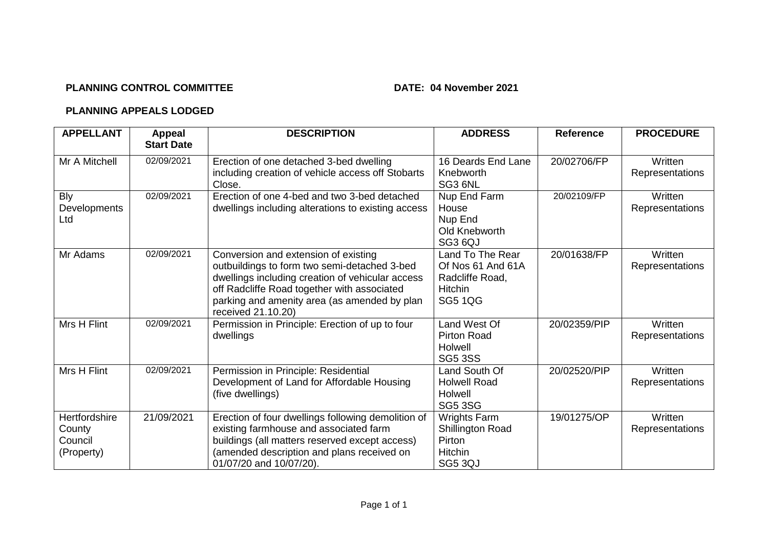**PLANNING CONTROL COMMITTEE** **DATE: 04 November 2021**

**PLANNING APPEALS LODGED**

| APPELLANT | Appeal Start Date | DESCRIPTION | ADDRESS | Reference | PROCEDURE |
|---|---|---|---|---|---|
| Mr A Mitchell | 02/09/2021 | Erection of one detached 3-bed dwelling including creation of vehicle access off Stobarts Close. | 16 Deards End Lane Knebworth SG3 6NL | 20/02706/FP | Written Representations |
| Bly Developments Ltd | 02/09/2021 | Erection of one 4-bed and two 3-bed detached dwellings including alterations to existing access | Nup End Farm House Nup End Old Knebworth SG3 6QJ | 20/02109/FP | Written Representations |
| Mr Adams | 02/09/2021 | Conversion and extension of existing outbuildings to form two semi-detached 3-bed dwellings including creation of vehicular access off Radcliffe Road together with associated parking and amenity area (as amended by plan received 21.10.20) | Land To The Rear Of Nos 61 And 61A Radcliffe Road, Hitchin SG5 1QG | 20/01638/FP | Written Representations |
| Mrs H Flint | 02/09/2021 | Permission in Principle: Erection of up to four dwellings | Land West Of Pirton Road Holwell SG5 3SS | 20/02359/PIP | Written Representations |
| Mrs H Flint | 02/09/2021 | Permission in Principle: Residential Development of Land for Affordable Housing (five dwellings) | Land South Of Holwell Road Holwell SG5 3SG | 20/02520/PIP | Written Representations |
| Hertfordshire County Council (Property) | 21/09/2021 | Erection of four dwellings following demolition of existing farmhouse and associated farm buildings (all matters reserved except access) (amended description and plans received on 01/07/20 and 10/07/20). | Wrights Farm Shillington Road Pirton Hitchin SG5 3QJ | 19/01275/OP | Written Representations |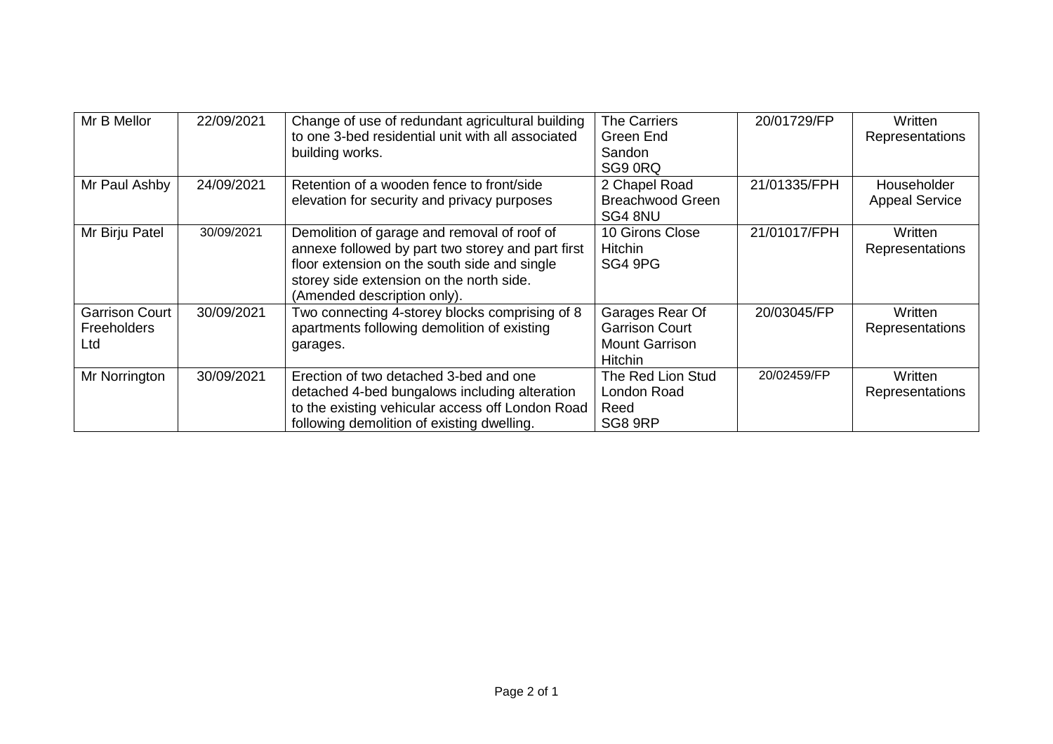| | | | | | |
|---|---|---|---|---|---|
| Mr B Mellor | 22/09/2021 | Change of use of redundant agricultural building to one 3-bed residential unit with all associated building works. | The Carriers<br>Green End<br>Sandon<br>SG9 0RQ | 20/01729/FP | Written Representations |
| Mr Paul Ashby | 24/09/2021 | Retention of a wooden fence to front/side elevation for security and privacy purposes | 2 Chapel Road<br>Breachwood Green<br>SG4 8NU | 21/01335/FPH | Householder Appeal Service |
| Mr Birju Patel | 30/09/2021 | Demolition of garage and removal of roof of annexe followed by part two storey and part first floor extension on the south side and single storey side extension on the north side. (Amended description only). | 10 Girons Close<br>Hitchin<br>SG4 9PG | 21/01017/FPH | Written Representations |
| Garrison Court Freeholders Ltd | 30/09/2021 | Two connecting 4-storey blocks comprising of 8 apartments following demolition of existing garages. | Garages Rear Of<br>Garrison Court<br>Mount Garrison<br>Hitchin | 20/03045/FP | Written Representations |
| Mr Norrington | 30/09/2021 | Erection of two detached 3-bed and one detached 4-bed bungalows including alteration to the existing vehicular access off London Road following demolition of existing dwelling. | The Red Lion Stud<br>London Road<br>Reed<br>SG8 9RP | 20/02459/FP | Written Representations |